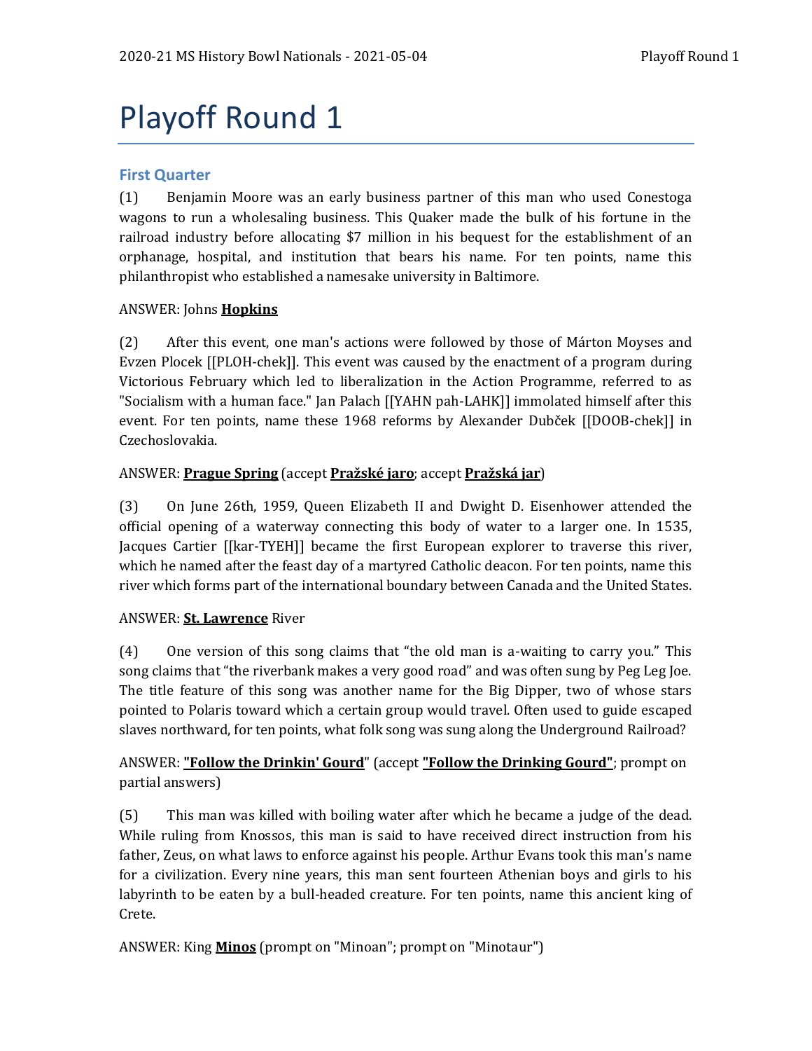# Playoff Round 1

## First Quarter

(1) Benjamin Moore was an early business partner of this man who used Conestoga wagons to run a wholesaling business. This Quaker made the bulk of his fortune in the railroad industry before allocating $7 million in his bequest for the establishment of an orphanage, hospital, and institution that bears his name. For ten points, name this philanthropist who established a namesake university in Baltimore.

ANSWER: Johns **<u>Hopkins</u>**

(2) After this event, one man's actions were followed by those of Márton Moyses and Evzen Plocek [[PLOH-chek]]. This event was caused by the enactment of a program during Victorious February which led to liberalization in the Action Programme, referred to as "Socialism with a human face." Jan Palach [[YAHN pah-LAHK]] immolated himself after this event. For ten points, name these 1968 reforms by Alexander Dubček [[DOOB-chek]] in Czechoslovakia.

ANSWER: **<u>Prague Spring</u>** (accept **<u>Pražské jaro</u>**; accept **<u>Pražská jar</u>**)

(3) On June 26th, 1959, Queen Elizabeth II and Dwight D. Eisenhower attended the official opening of a waterway connecting this body of water to a larger one. In 1535, Jacques Cartier [[kar-TYEH]] became the first European explorer to traverse this river, which he named after the feast day of a martyred Catholic deacon. For ten points, name this river which forms part of the international boundary between Canada and the United States.

ANSWER: **<u>St. Lawrence</u>** River

(4) One version of this song claims that "the old man is a-waiting to carry you." This song claims that "the riverbank makes a very good road" and was often sung by Peg Leg Joe. The title feature of this song was another name for the Big Dipper, two of whose stars pointed to Polaris toward which a certain group would travel. Often used to guide escaped slaves northward, for ten points, what folk song was sung along the Underground Railroad?

ANSWER: **<u>"Follow the Drinkin' Gourd</u>**" (accept **<u>"Follow the Drinking Gourd"</u>**; prompt on partial answers)

(5) This man was killed with boiling water after which he became a judge of the dead. While ruling from Knossos, this man is said to have received direct instruction from his father, Zeus, on what laws to enforce against his people. Arthur Evans took this man's name for a civilization. Every nine years, this man sent fourteen Athenian boys and girls to his labyrinth to be eaten by a bull-headed creature. For ten points, name this ancient king of Crete.

ANSWER: King **<u>Minos</u>** (prompt on "Minoan"; prompt on "Minotaur")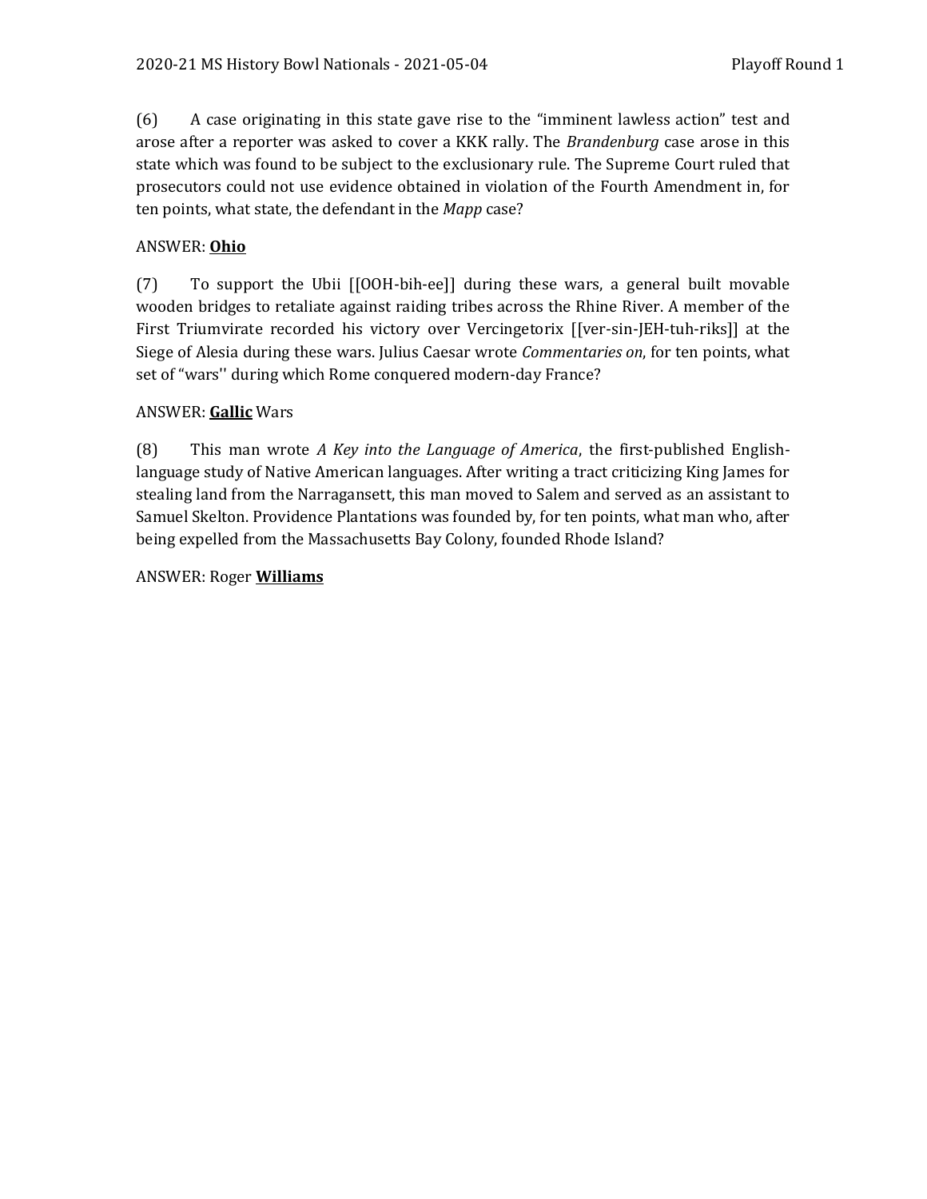(6) A case originating in this state gave rise to the "imminent lawless action" test and arose after a reporter was asked to cover a KKK rally. The *Brandenburg* case arose in this state which was found to be subject to the exclusionary rule. The Supreme Court ruled that prosecutors could not use evidence obtained in violation of the Fourth Amendment in, for ten points, what state, the defendant in the *Mapp* case?

ANSWER: **Ohio**

(7) To support the Ubii [[OOH-bih-ee]] during these wars, a general built movable wooden bridges to retaliate against raiding tribes across the Rhine River. A member of the First Triumvirate recorded his victory over Vercingetorix [[ver-sin-JEH-tuh-riks]] at the Siege of Alesia during these wars. Julius Caesar wrote *Commentaries on*, for ten points, what set of "wars'' during which Rome conquered modern-day France?

ANSWER: **Gallic** Wars

(8) This man wrote *A Key into the Language of America*, the first-published English-language study of Native American languages. After writing a tract criticizing King James for stealing land from the Narragansett, this man moved to Salem and served as an assistant to Samuel Skelton. Providence Plantations was founded by, for ten points, what man who, after being expelled from the Massachusetts Bay Colony, founded Rhode Island?

ANSWER: Roger **Williams**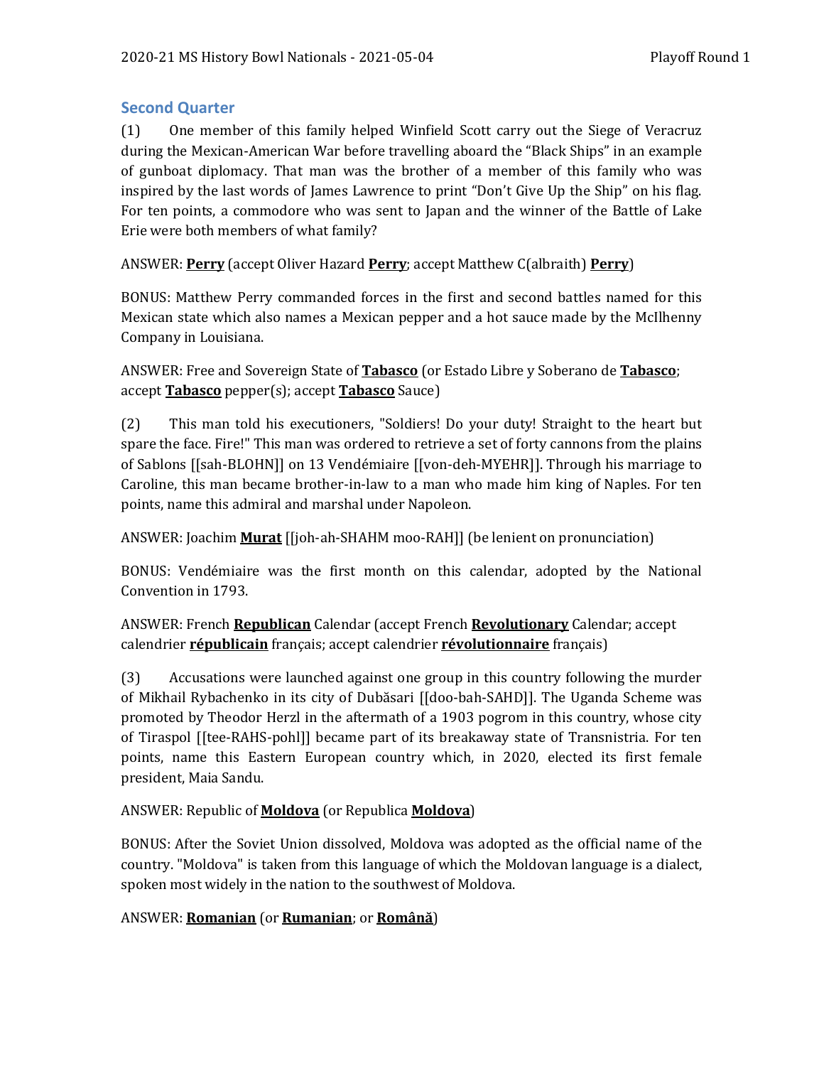## Second Quarter

(1) One member of this family helped Winfield Scott carry out the Siege of Veracruz during the Mexican-American War before travelling aboard the "Black Ships" in an example of gunboat diplomacy. That man was the brother of a member of this family who was inspired by the last words of James Lawrence to print "Don't Give Up the Ship" on his flag. For ten points, a commodore who was sent to Japan and the winner of the Battle of Lake Erie were both members of what family?

ANSWER: **Perry** (accept Oliver Hazard **Perry**; accept Matthew C(albraith) **Perry**)

BONUS: Matthew Perry commanded forces in the first and second battles named for this Mexican state which also names a Mexican pepper and a hot sauce made by the McIlhenny Company in Louisiana.

ANSWER: Free and Sovereign State of **Tabasco** (or Estado Libre y Soberano de **Tabasco**; accept **Tabasco** pepper(s); accept **Tabasco** Sauce)

(2) This man told his executioners, "Soldiers! Do your duty! Straight to the heart but spare the face. Fire!" This man was ordered to retrieve a set of forty cannons from the plains of Sablons [[sah-BLOHN]] on 13 Vendémiaire [[von-deh-MYEHR]]. Through his marriage to Caroline, this man became brother-in-law to a man who made him king of Naples. For ten points, name this admiral and marshal under Napoleon.

ANSWER: Joachim **Murat** [[joh-ah-SHAHM moo-RAH]] (be lenient on pronunciation)

BONUS: Vendémiaire was the first month on this calendar, adopted by the National Convention in 1793.

ANSWER: French **Republican** Calendar (accept French **Revolutionary** Calendar; accept calendrier **républicain** français; accept calendrier **révolutionnaire** français)

(3) Accusations were launched against one group in this country following the murder of Mikhail Rybachenko in its city of Dubăsari [[doo-bah-SAHD]]. The Uganda Scheme was promoted by Theodor Herzl in the aftermath of a 1903 pogrom in this country, whose city of Tiraspol [[tee-RAHS-pohl]] became part of its breakaway state of Transnistria. For ten points, name this Eastern European country which, in 2020, elected its first female president, Maia Sandu.

ANSWER: Republic of **Moldova** (or Republica **Moldova**)

BONUS: After the Soviet Union dissolved, Moldova was adopted as the official name of the country. "Moldova" is taken from this language of which the Moldovan language is a dialect, spoken most widely in the nation to the southwest of Moldova.

ANSWER: **Romanian** (or **Rumanian**; or **Română**)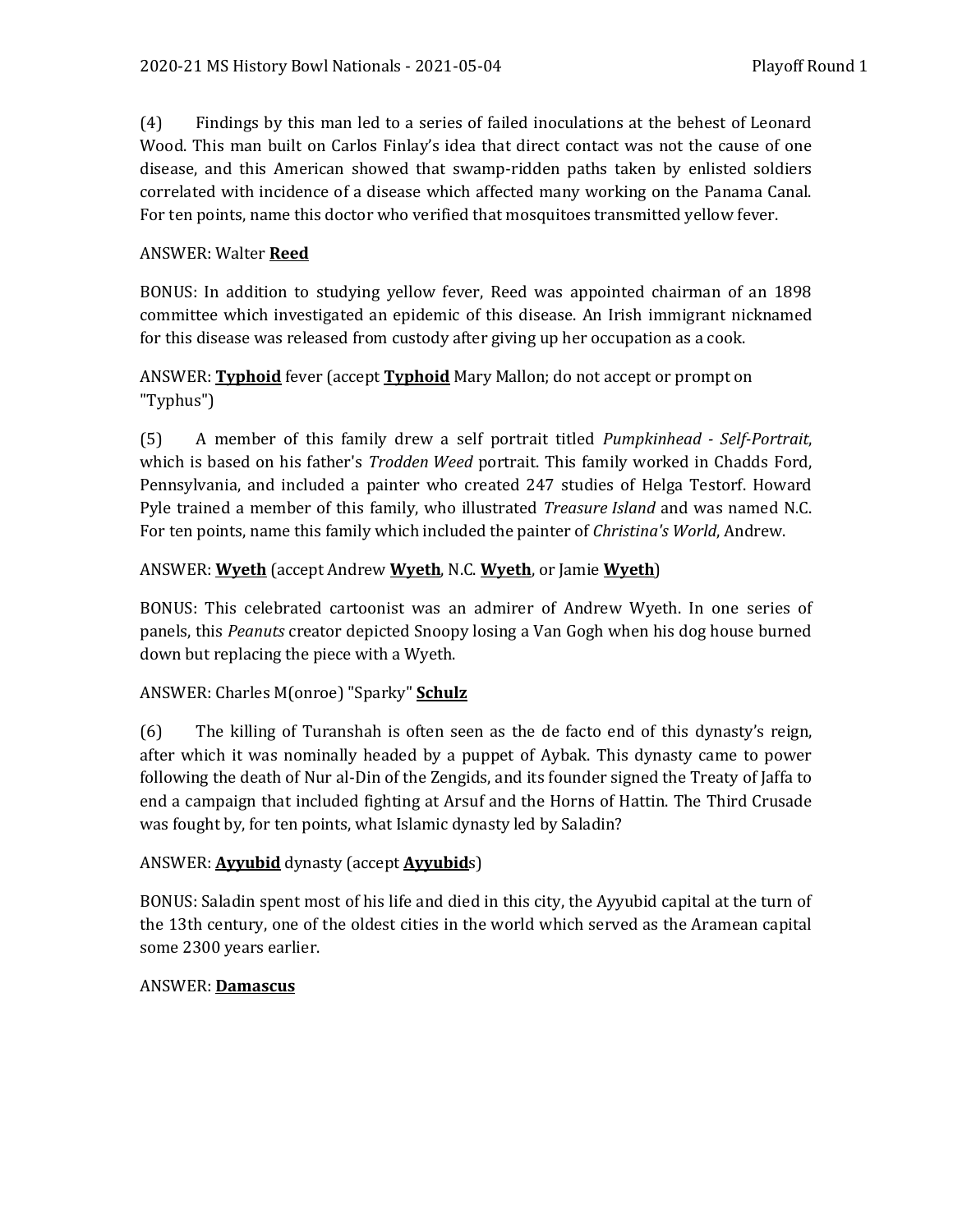(4) Findings by this man led to a series of failed inoculations at the behest of Leonard Wood. This man built on Carlos Finlay's idea that direct contact was not the cause of one disease, and this American showed that swamp-ridden paths taken by enlisted soldiers correlated with incidence of a disease which affected many working on the Panama Canal. For ten points, name this doctor who verified that mosquitoes transmitted yellow fever.

ANSWER: Walter **Reed**

BONUS: In addition to studying yellow fever, Reed was appointed chairman of an 1898 committee which investigated an epidemic of this disease. An Irish immigrant nicknamed for this disease was released from custody after giving up her occupation as a cook.

ANSWER: **Typhoid** fever (accept **Typhoid** Mary Mallon; do not accept or prompt on "Typhus")

(5) A member of this family drew a self portrait titled *Pumpkinhead - Self-Portrait*, which is based on his father's *Trodden Weed* portrait. This family worked in Chadds Ford, Pennsylvania, and included a painter who created 247 studies of Helga Testorf. Howard Pyle trained a member of this family, who illustrated *Treasure Island* and was named N.C. For ten points, name this family which included the painter of *Christina's World*, Andrew.

ANSWER: **Wyeth** (accept Andrew **Wyeth**, N.C. **Wyeth**, or Jamie **Wyeth**)

BONUS: This celebrated cartoonist was an admirer of Andrew Wyeth. In one series of panels, this *Peanuts* creator depicted Snoopy losing a Van Gogh when his dog house burned down but replacing the piece with a Wyeth.

ANSWER: Charles M(onroe) "Sparky" **Schulz**

(6) The killing of Turanshah is often seen as the de facto end of this dynasty's reign, after which it was nominally headed by a puppet of Aybak. This dynasty came to power following the death of Nur al-Din of the Zengids, and its founder signed the Treaty of Jaffa to end a campaign that included fighting at Arsuf and the Horns of Hattin. The Third Crusade was fought by, for ten points, what Islamic dynasty led by Saladin?

ANSWER: **Ayyubid** dynasty (accept **Ayyubid**s)

BONUS: Saladin spent most of his life and died in this city, the Ayyubid capital at the turn of the 13th century, one of the oldest cities in the world which served as the Aramean capital some 2300 years earlier.

ANSWER: **Damascus**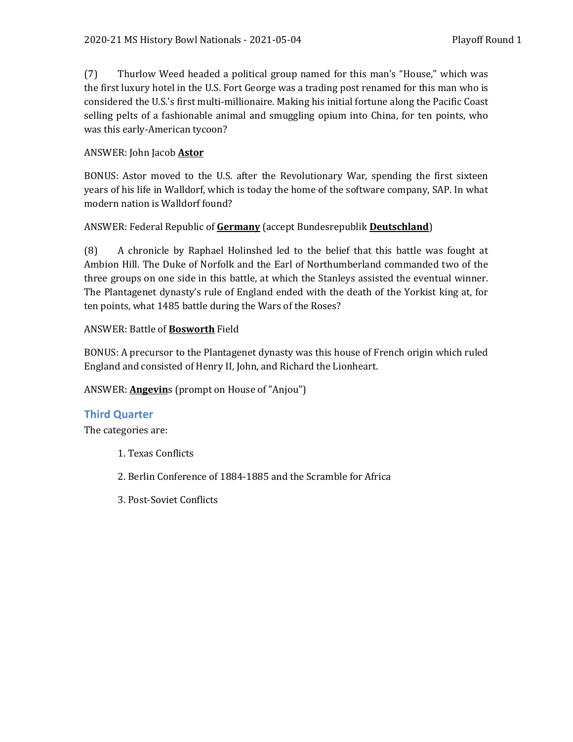(7) Thurlow Weed headed a political group named for this man's "House," which was the first luxury hotel in the U.S. Fort George was a trading post renamed for this man who is considered the U.S.'s first multi-millionaire. Making his initial fortune along the Pacific Coast selling pelts of a fashionable animal and smuggling opium into China, for ten points, who was this early-American tycoon?

ANSWER: John Jacob **Astor**

BONUS: Astor moved to the U.S. after the Revolutionary War, spending the first sixteen years of his life in Walldorf, which is today the home of the software company, SAP. In what modern nation is Walldorf found?

ANSWER: Federal Republic of **Germany** (accept Bundesrepublik **Deutschland**)

(8) A chronicle by Raphael Holinshed led to the belief that this battle was fought at Ambion Hill. The Duke of Norfolk and the Earl of Northumberland commanded two of the three groups on one side in this battle, at which the Stanleys assisted the eventual winner. The Plantagenet dynasty's rule of England ended with the death of the Yorkist king at, for ten points, what 1485 battle during the Wars of the Roses?

ANSWER: Battle of **Bosworth** Field

BONUS: A precursor to the Plantagenet dynasty was this house of French origin which ruled England and consisted of Henry II, John, and Richard the Lionheart.

ANSWER: **Angevin**s (prompt on House of "Anjou")

## Third Quarter

The categories are:

1. Texas Conflicts
2. Berlin Conference of 1884-1885 and the Scramble for Africa
3. Post-Soviet Conflicts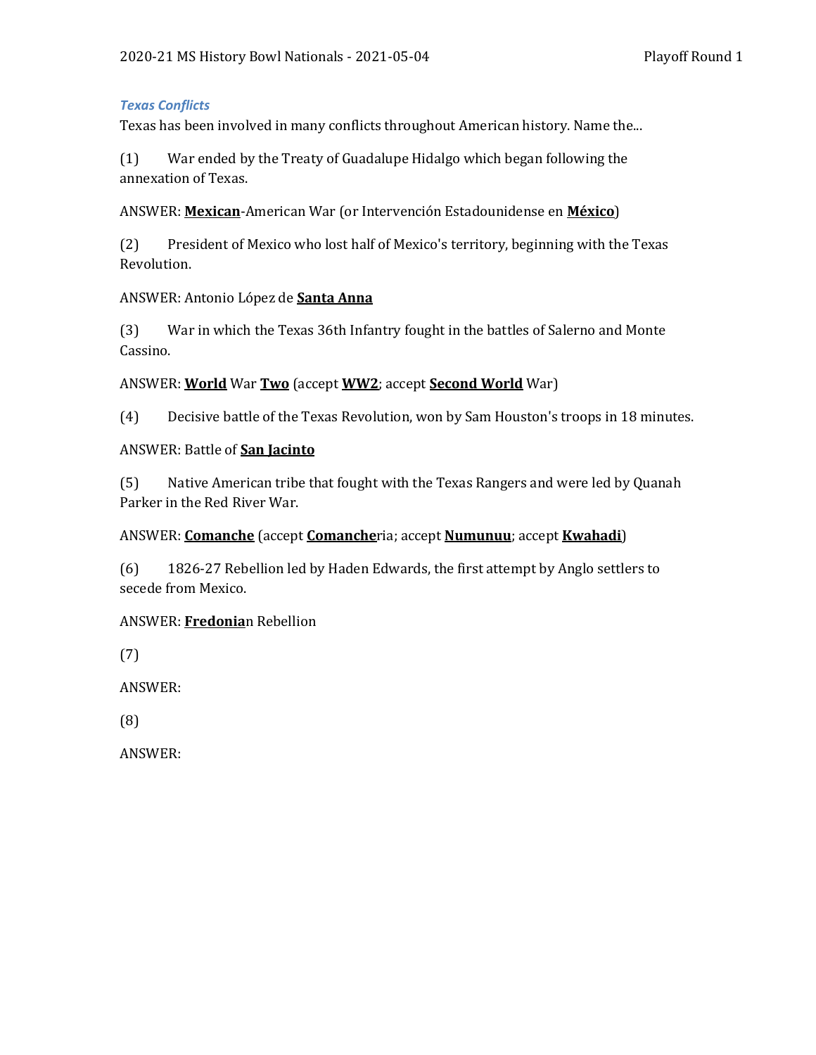### *Texas Conflicts*

Texas has been involved in many conflicts throughout American history. Name the...

(1) War ended by the Treaty of Guadalupe Hidalgo which began following the annexation of Texas.

ANSWER: **<u>Mexican</u>**-American War (or Intervención Estadounidense en **<u>México</u>**)

(2) President of Mexico who lost half of Mexico's territory, beginning with the Texas Revolution.

ANSWER: Antonio López de **<u>Santa Anna</u>**

(3) War in which the Texas 36th Infantry fought in the battles of Salerno and Monte Cassino.

ANSWER: **<u>World</u>** War **<u>Two</u>** (accept **<u>WW2</u>**; accept **<u>Second World</u>** War)

(4) Decisive battle of the Texas Revolution, won by Sam Houston's troops in 18 minutes.

ANSWER: Battle of **<u>San Jacinto</u>**

(5) Native American tribe that fought with the Texas Rangers and were led by Quanah Parker in the Red River War.

ANSWER: **<u>Comanche</u>** (accept **<u>Comanche</u>**ria; accept **<u>Numunuu</u>**; accept **<u>Kwahadi</u>**)

(6) 1826-27 Rebellion led by Haden Edwards, the first attempt by Anglo settlers to secede from Mexico.

ANSWER: **<u>Fredonia</u>**n Rebellion

(7)

ANSWER:

(8)

ANSWER: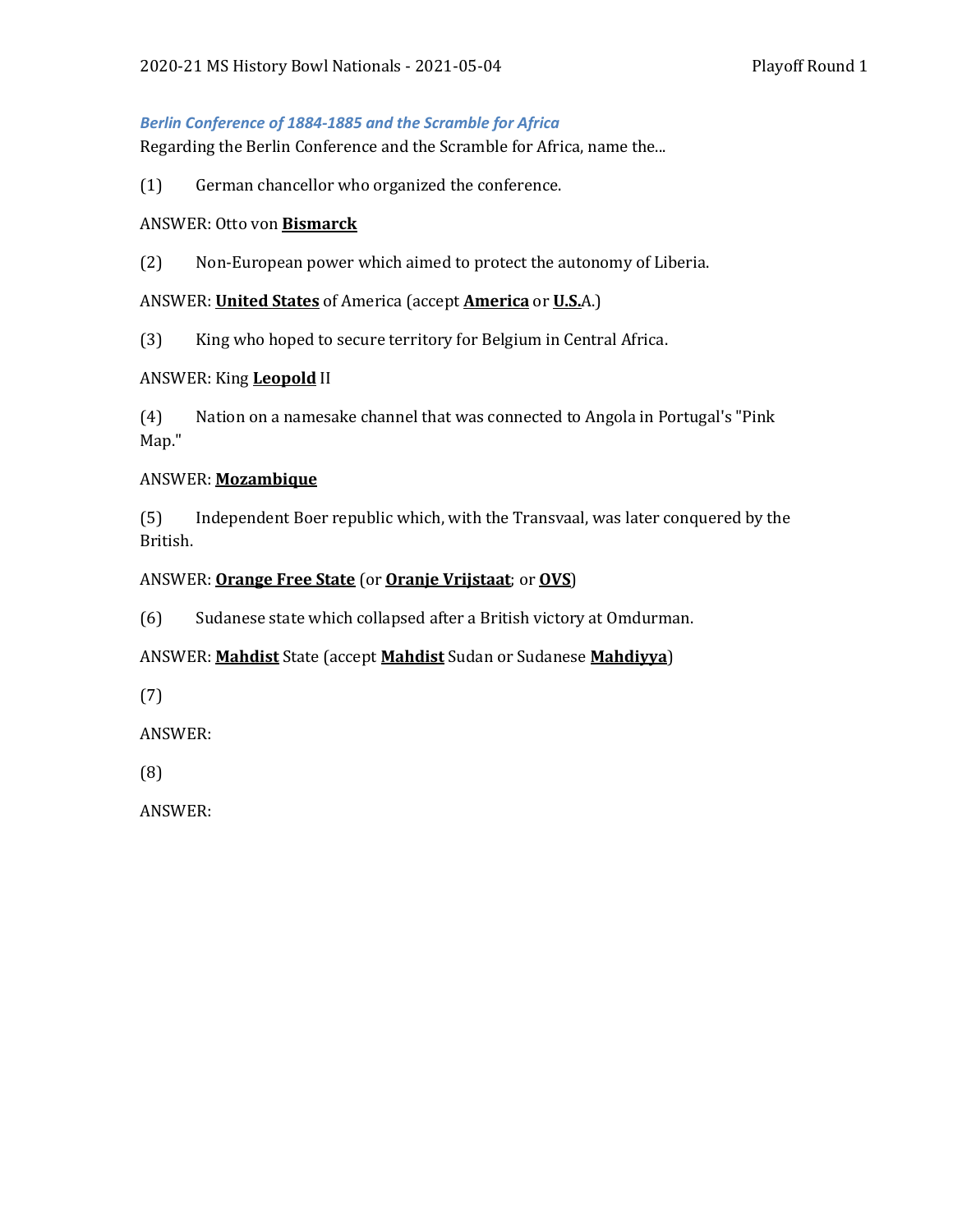### *Berlin Conference of 1884-1885 and the Scramble for Africa*

Regarding the Berlin Conference and the Scramble for Africa, name the...

(1) German chancellor who organized the conference.

ANSWER: Otto von **Bismarck**

(2) Non-European power which aimed to protect the autonomy of Liberia.

ANSWER: **United States** of America (accept **America** or **U.S.**A.)

(3) King who hoped to secure territory for Belgium in Central Africa.

ANSWER: King **Leopold** II

(4) Nation on a namesake channel that was connected to Angola in Portugal's "Pink Map."

ANSWER: **Mozambique**

(5) Independent Boer republic which, with the Transvaal, was later conquered by the British.

ANSWER: **Orange Free State** (or **Oranje Vrijstaat**; or **OVS**)

(6) Sudanese state which collapsed after a British victory at Omdurman.

ANSWER: **Mahdist** State (accept **Mahdist** Sudan or Sudanese **Mahdiyya**)

(7)

ANSWER:

(8)

ANSWER: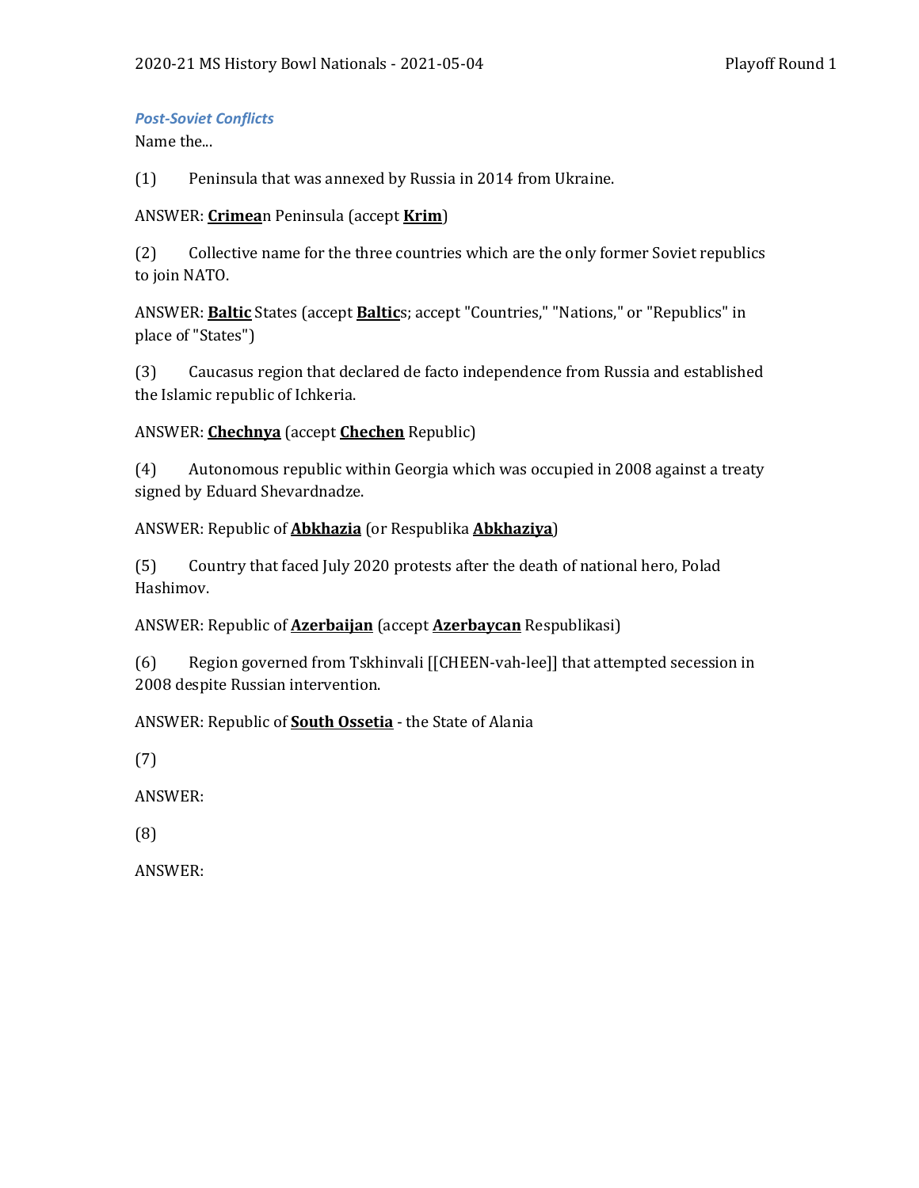*Post-Soviet Conflicts*

Name the...

(1) Peninsula that was annexed by Russia in 2014 from Ukraine.

ANSWER: **<u>Crimea</u>**n Peninsula (accept **<u>Krim</u>**)

(2) Collective name for the three countries which are the only former Soviet republics to join NATO.

ANSWER: **<u>Baltic</u>** States (accept **<u>Baltic</u>**s; accept "Countries," "Nations," or "Republics" in place of "States")

(3) Caucasus region that declared de facto independence from Russia and established the Islamic republic of Ichkeria.

ANSWER: **<u>Chechnya</u>** (accept **<u>Chechen</u>** Republic)

(4) Autonomous republic within Georgia which was occupied in 2008 against a treaty signed by Eduard Shevardnadze.

ANSWER: Republic of **<u>Abkhazia</u>** (or Respublika **<u>Abkhaziya</u>**)

(5) Country that faced July 2020 protests after the death of national hero, Polad Hashimov.

ANSWER: Republic of **<u>Azerbaijan</u>** (accept **<u>Azerbaycan</u>** Respublikasi)

(6) Region governed from Tskhinvali [[CHEEN-vah-lee]] that attempted secession in 2008 despite Russian intervention.

ANSWER: Republic of **<u>South Ossetia</u>** - the State of Alania

(7)

ANSWER:

(8)

ANSWER: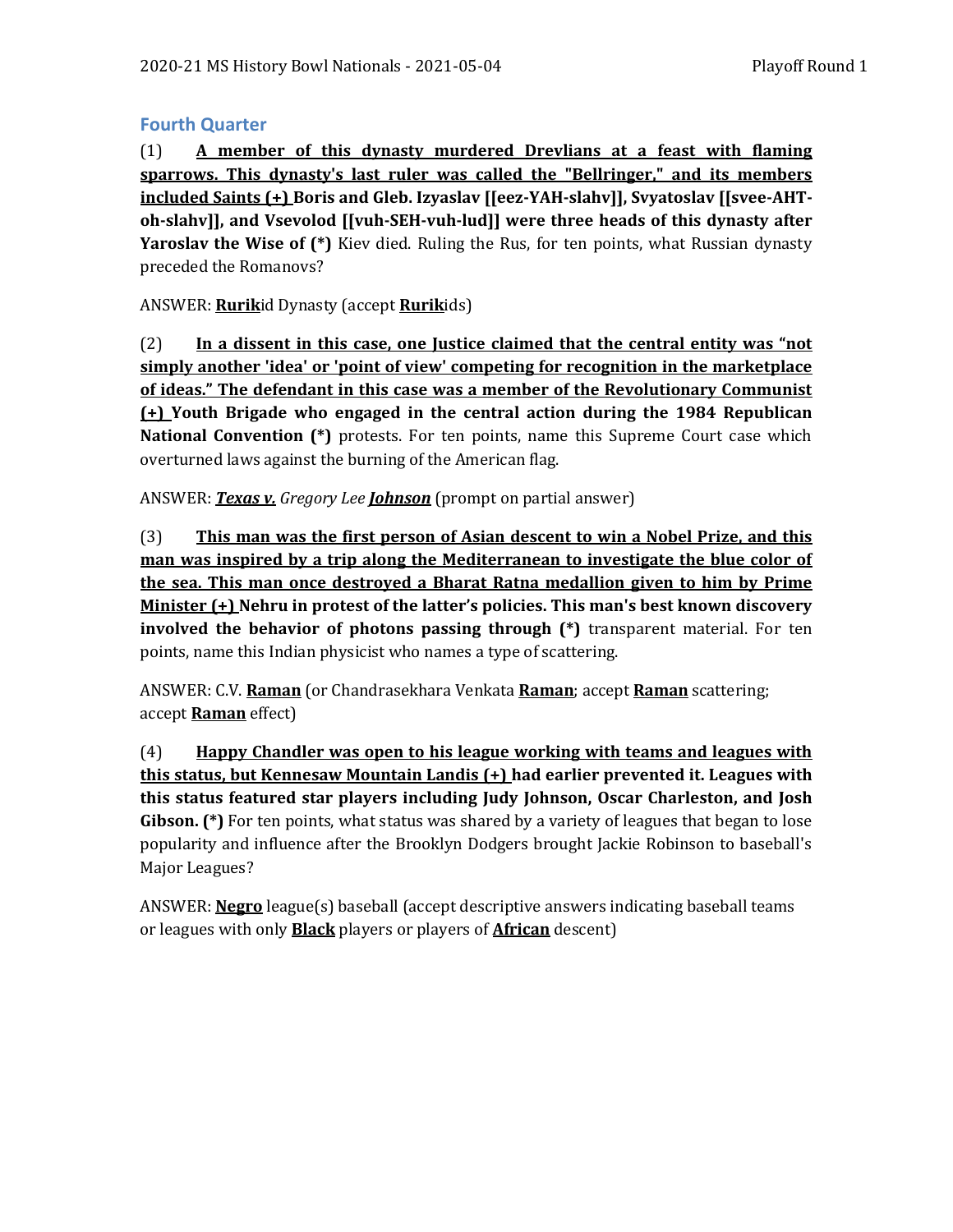## Fourth Quarter

(1) **<u>A member of this dynasty murdered Drevlians at a feast with flaming sparrows. This dynasty's last ruler was called the "Bellringer," and its members included Saints (+)</u> Boris and Gleb. Izyaslav [[eez-YAH-slahv]], Svyatoslav [[svee-AHT-oh-slahv]], and Vsevolod [[vuh-SEH-vuh-lud]] were three heads of this dynasty after Yaroslav the Wise of (*)** Kiev died. Ruling the Rus, for ten points, what Russian dynasty preceded the Romanovs?

ANSWER: **<u>Rurik</u>**id Dynasty (accept **<u>Rurik</u>**ids)

(2) **<u>In a dissent in this case, one Justice claimed that the central entity was "not simply another 'idea' or 'point of view' competing for recognition in the marketplace of ideas." The defendant in this case was a member of the Revolutionary Communist (+)</u> Youth Brigade who engaged in the central action during the 1984 Republican National Convention (*)** protests. For ten points, name this Supreme Court case which overturned laws against the burning of the American flag.

ANSWER: ***<u>Texas v.</u>** Gregory Lee **<u>Johnson</u>*** (prompt on partial answer)

(3) **<u>This man was the first person of Asian descent to win a Nobel Prize, and this man was inspired by a trip along the Mediterranean to investigate the blue color of the sea. This man once destroyed a Bharat Ratna medallion given to him by Prime Minister (+)</u> Nehru in protest of the latter's policies. This man's best known discovery involved the behavior of photons passing through (*)** transparent material. For ten points, name this Indian physicist who names a type of scattering.

ANSWER: C.V. **<u>Raman</u>** (or Chandrasekhara Venkata **<u>Raman</u>**; accept **<u>Raman</u>** scattering; accept **<u>Raman</u>** effect)

(4) **<u>Happy Chandler was open to his league working with teams and leagues with this status, but Kennesaw Mountain Landis (+)</u> had earlier prevented it. Leagues with this status featured star players including Judy Johnson, Oscar Charleston, and Josh Gibson. (*)** For ten points, what status was shared by a variety of leagues that began to lose popularity and influence after the Brooklyn Dodgers brought Jackie Robinson to baseball's Major Leagues?

ANSWER: **<u>Negro</u>** league(s) baseball (accept descriptive answers indicating baseball teams or leagues with only **<u>Black</u>** players or players of **<u>African</u>** descent)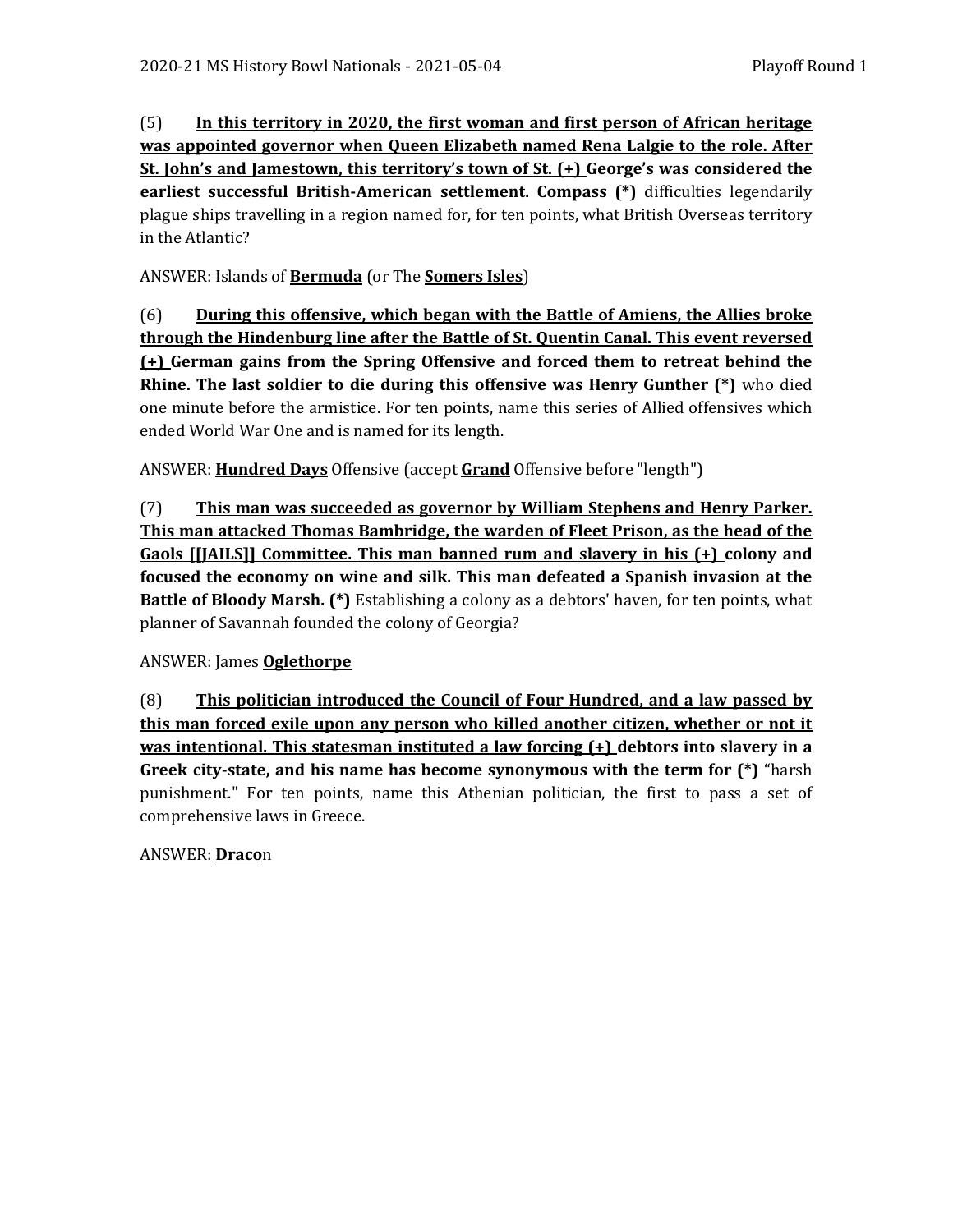(5) **<u>In this territory in 2020, the first woman and first person of African heritage was appointed governor when Queen Elizabeth named Rena Lalgie to the role. After St. John's and Jamestown, this territory's town of St. (+)</u> George's was considered the earliest successful British-American settlement. Compass (*)** difficulties legendarily plague ships travelling in a region named for, for ten points, what British Overseas territory in the Atlantic?

ANSWER: Islands of **<u>Bermuda</u>** (or The **<u>Somers Isles</u>**)

(6) **<u>During this offensive, which began with the Battle of Amiens, the Allies broke through the Hindenburg line after the Battle of St. Quentin Canal. This event reversed (+)</u> German gains from the Spring Offensive and forced them to retreat behind the Rhine. The last soldier to die during this offensive was Henry Gunther (*)** who died one minute before the armistice. For ten points, name this series of Allied offensives which ended World War One and is named for its length.

ANSWER: **<u>Hundred Days</u>** Offensive (accept **<u>Grand</u>** Offensive before "length")

(7) **<u>This man was succeeded as governor by William Stephens and Henry Parker. This man attacked Thomas Bambridge, the warden of Fleet Prison, as the head of the Gaols [[JAILS]] Committee. This man banned rum and slavery in his (+)</u> colony and focused the economy on wine and silk. This man defeated a Spanish invasion at the Battle of Bloody Marsh. (*)** Establishing a colony as a debtors' haven, for ten points, what planner of Savannah founded the colony of Georgia?

ANSWER: James **<u>Oglethorpe</u>**

(8) **<u>This politician introduced the Council of Four Hundred, and a law passed by this man forced exile upon any person who killed another citizen, whether or not it was intentional. This statesman instituted a law forcing (+)</u> debtors into slavery in a Greek city-state, and his name has become synonymous with the term for (*)** "harsh punishment." For ten points, name this Athenian politician, the first to pass a set of comprehensive laws in Greece.

ANSWER: **<u>Draco</u>**n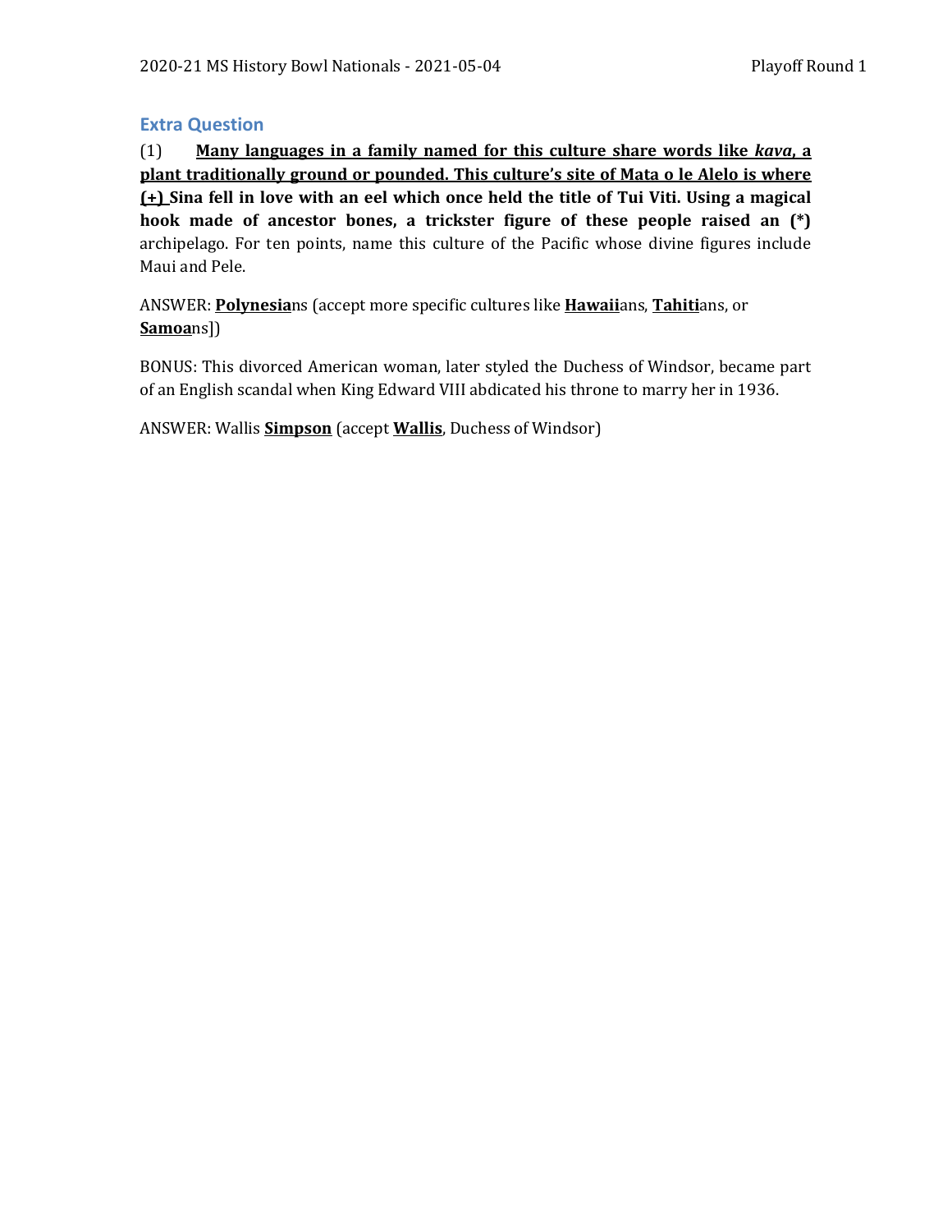## Extra Question

(1) **<u>Many languages in a family named for this culture share words like *kava*, a plant traditionally ground or pounded. This culture's site of Mata o le Alelo is where (+)</u> Sina fell in love with an eel which once held the title of Tui Viti. Using a magical hook made of ancestor bones, a trickster figure of these people raised an (*)** archipelago. For ten points, name this culture of the Pacific whose divine figures include Maui and Pele.

ANSWER: <u>**Polynesia**</u>ns (accept more specific cultures like <u>**Hawaii**</u>ans, <u>**Tahiti**</u>ans, or <u>**Samoa**</u>ns])

BONUS: This divorced American woman, later styled the Duchess of Windsor, became part of an English scandal when King Edward VIII abdicated his throne to marry her in 1936.

ANSWER: Wallis <u>**Simpson**</u> (accept <u>**Wallis**</u>, Duchess of Windsor)